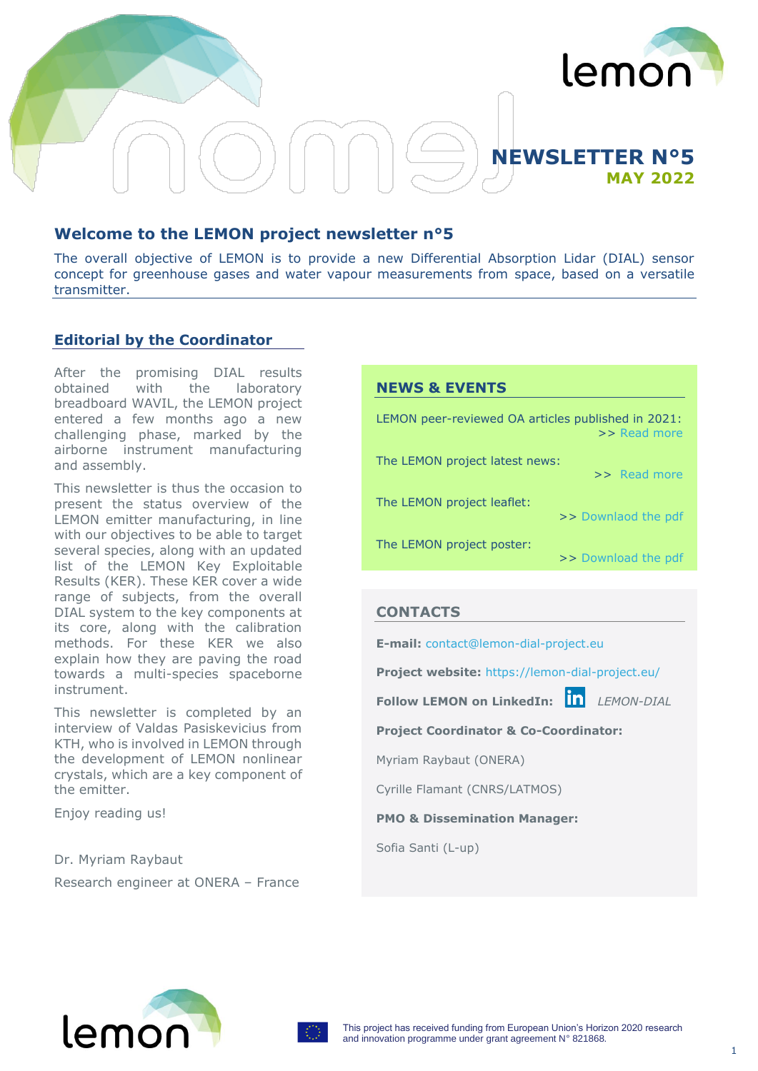# NEWSLETTER N°5

**MAY 2022**

## Welcome to the LEMON project newsletter n°5

The overall objective of LEMON is to provide a new Differential Absorption Lidar (DIAL) sensor concept for greenhouse gases and water vapour measurements from space, based on a versatile transmitter.

### Editorial by the Coordinator

After the promising DIAL results obtained with the laboratory breadboard WAVIL, the LEMON project entered a few months ago a new challenging phase, marked by the airborne instrument manufacturing and assembly.

This newsletter is thus the occasion to present the status overview of the LEMON emitter manufacturing, in line with our objectives to be able to target several species, along with an updated list of the LEMON Key Exploitable Results (KER). These KER cover a wide range of subjects, from the overall DIAL system to the key components at its core, along with the calibration methods. For these KER we also explain how they are paving the road towards a multi-species spaceborne instrument.

This newsletter is completed by an interview of Valdas Pasiskevicius from KTH, who is involved in LEMON through the development of LEMON nonlinear crystals, which are a key component of the emitter.

Enjoy reading us!

Dr. Myriam Raybaut

Research engineer at ONERA – France

### NEWS & EVENTS

LEMON peer-reviewed OA articles published in 2021: >> Read more

The LEMON project latest news: >> Read more

The LEMON project leaflet: >> Downlaod the pdf

The LEMON project poster: >> Download the pdf

### CONTACTS

**E-mail:** contact@lemon-dial-project.eu

**Project website:** https://lemon-dial-project.eu/

**Follow LEMON on LinkedIn:** *LEMON-DIAL*

**Project Coordinator & Co-Coordinator:**

Myriam Raybaut (ONERA)

Cyrille Flamant (CNRS/LATMOS)

**PMO & Dissemination Manager:**

Sofia Santi (L-up)

This project has received funding from European Union's Horizon 2020 research and innovation programme under grant agreement N° 821868.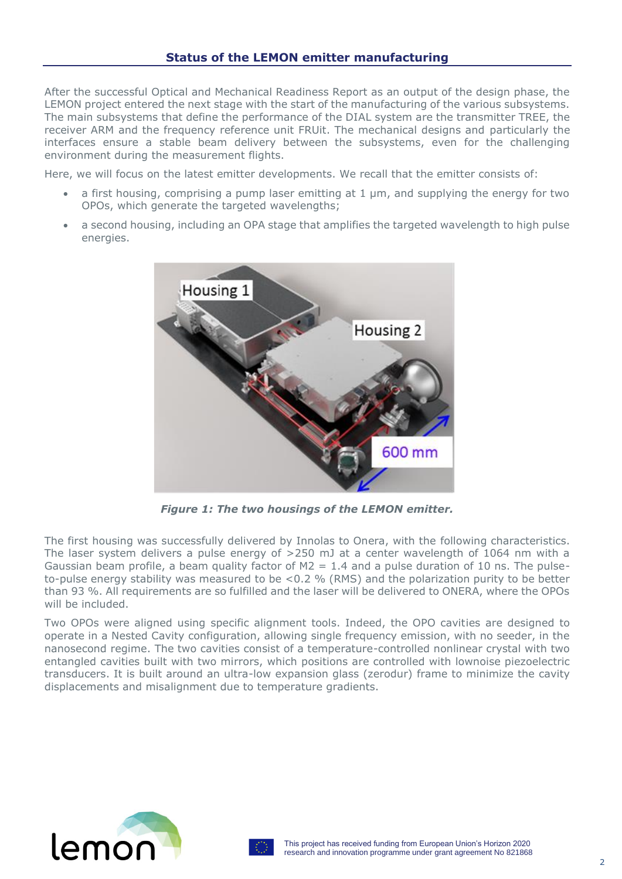## Status of the LEMON emitter manufacturing

After the successful Optical and Mechanical Readiness Report as an output of the design phase, the LEMON project entered the next stage with the start of the manufacturing of the various subsystems. The main subsystems that define the performance of the DIAL system are the transmitter TREE, the receiver ARM and the frequency reference unit FRUit. The mechanical designs and particularly the interfaces ensure a stable beam delivery between the subsystems, even for the challenging environment during the measurement flights.

Here, we will focus on the latest emitter developments. We recall that the emitter consists of:

- a first housing, comprising a pump laser emitting at 1 µm, and supplying the energy for two OPOs, which generate the targeted wavelengths;
- a second housing, including an OPA stage that amplifies the targeted wavelength to high pulse energies.

*Figure 1: The two housings of the LEMON emitter.*

The first housing was successfully delivered by Innolas to Onera, with the following characteristics. The laser system delivers a pulse energy of >250 mJ at a center wavelength of 1064 nm with a Gaussian beam profile, a beam quality factor of M2 = 1.4 and a pulse duration of 10 ns. The pulse-to-pulse energy stability was measured to be <0.2 % (RMS) and the polarization purity to be better than 93 %. All requirements are so fulfilled and the laser will be delivered to ONERA, where the OPOs will be included.

Two OPOs were aligned using specific alignment tools. Indeed, the OPO cavities are designed to operate in a Nested Cavity configuration, allowing single frequency emission, with no seeder, in the nanosecond regime. The two cavities consist of a temperature-controlled nonlinear crystal with two entangled cavities built with two mirrors, which positions are controlled with lownoise piezoelectric transducers. It is built around an ultra-low expansion glass (zerodur) frame to minimize the cavity displacements and misalignment due to temperature gradients.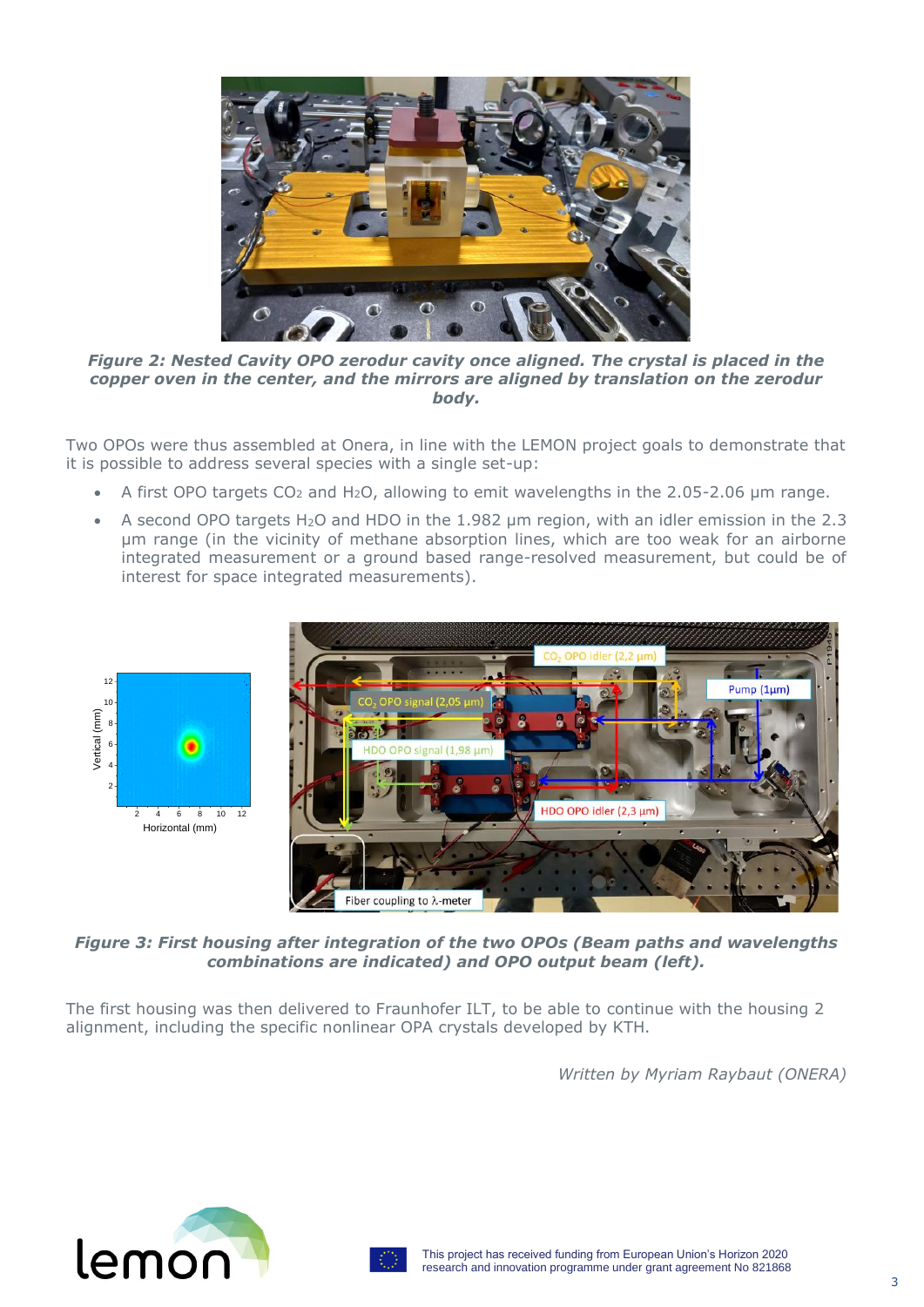*Figure 2: Nested Cavity OPO zerodur cavity once aligned. The crystal is placed in the copper oven in the center, and the mirrors are aligned by translation on the zerodur body.*

Two OPOs were thus assembled at Onera, in line with the LEMON project goals to demonstrate that it is possible to address several species with a single set-up:

- A first OPO targets $CO_2$ and $H_2O$, allowing to emit wavelengths in the 2.05-2.06 µm range.
- A second OPO targets $H_2O$ and HDO in the 1.982 µm region, with an idler emission in the 2.3 µm range (in the vicinity of methane absorption lines, which are too weak for an airborne integrated measurement or a ground based range-resolved measurement, but could be of interest for space integrated measurements).

*Figure 3: First housing after integration of the two OPOs (Beam paths and wavelengths combinations are indicated) and OPO output beam (left).*

The first housing was then delivered to Fraunhofer ILT, to be able to continue with the housing 2 alignment, including the specific nonlinear OPA crystals developed by KTH.

*Written by Myriam Raybaut (ONERA)*

This project has received funding from European Union's Horizon 2020 research and innovation programme under grant agreement No 821868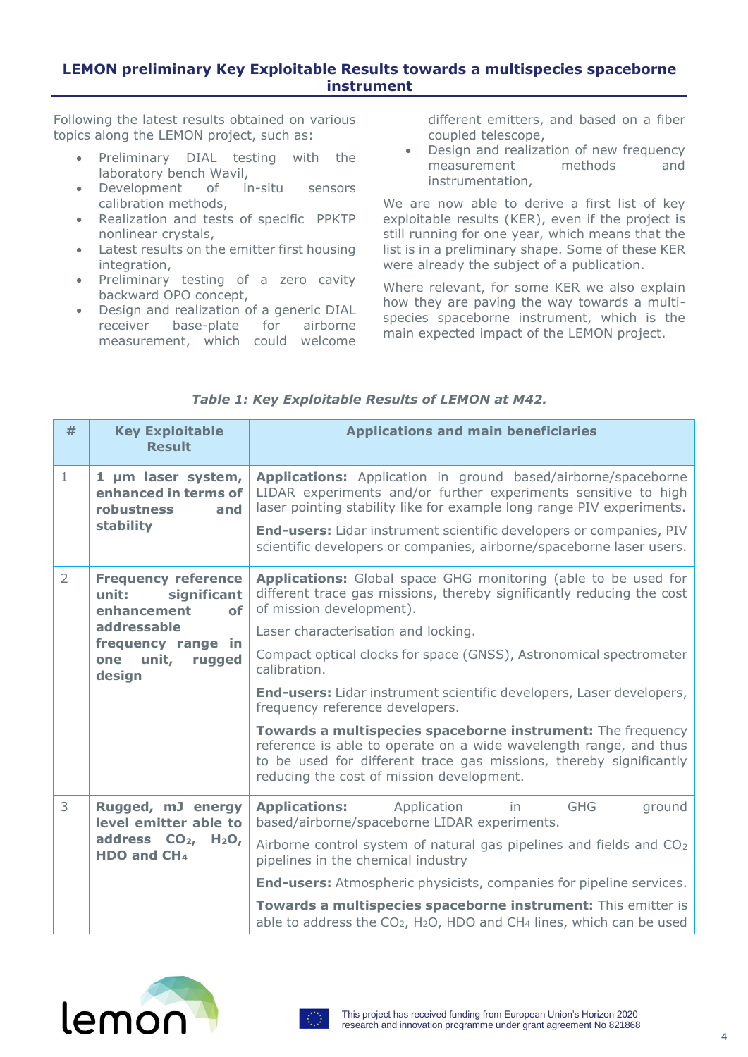## LEMON preliminary Key Exploitable Results towards a multispecies spaceborne instrument

Following the latest results obtained on various topics along the LEMON project, such as:

- Preliminary DIAL testing with the laboratory bench Wavil,
- Development of in-situ sensors calibration methods,
- Realization and tests of specific PPKTP nonlinear crystals,
- Latest results on the emitter first housing integration,
- Preliminary testing of a zero cavity backward OPO concept,
- Design and realization of a generic DIAL receiver base-plate for airborne measurement, which could welcome different emitters, and based on a fiber coupled telescope,
- Design and realization of new frequency measurement methods and instrumentation,

We are now able to derive a first list of key exploitable results (KER), even if the project is still running for one year, which means that the list is in a preliminary shape. Some of these KER were already the subject of a publication.

Where relevant, for some KER we also explain how they are paving the way towards a multi-species spaceborne instrument, which is the main expected impact of the LEMON project.

*Table 1: Key Exploitable Results of LEMON at M42.*

| # | Key Exploitable Result | Applications and main beneficiaries |
|---|---|---|
| 1 | **1 µm laser system, enhanced in terms of robustness and stability** | **Applications:** Application in ground based/airborne/spaceborne LIDAR experiments and/or further experiments sensitive to high laser pointing stability like for example long range PIV experiments.<br><br>**End-users:** Lidar instrument scientific developers or companies, PIV scientific developers or companies, airborne/spaceborne laser users. |
| 2 | **Frequency reference unit: significant enhancement of addressable frequency range in one unit, rugged design** | **Applications:** Global space GHG monitoring (able to be used for different trace gas missions, thereby significantly reducing the cost of mission development).<br><br>Laser characterisation and locking.<br><br>Compact optical clocks for space (GNSS), Astronomical spectrometer calibration.<br><br>**End-users:** Lidar instrument scientific developers, Laser developers, frequency reference developers.<br><br>**Towards a multispecies spaceborne instrument:** The frequency reference is able to operate on a wide wavelength range, and thus to be used for different trace gas missions, thereby significantly reducing the cost of mission development. |
| 3 | **Rugged, mJ energy level emitter able to address $CO_2$, $H_2O$, HDO and $CH_4$** | **Applications:** Application in GHG ground based/airborne/spaceborne LIDAR experiments.<br><br>Airborne control system of natural gas pipelines and fields and $CO_2$ pipelines in the chemical industry<br><br>**End-users:** Atmospheric physicists, companies for pipeline services.<br><br>**Towards a multispecies spaceborne instrument:** This emitter is able to address the $CO_2$, $H_2O$, HDO and $CH_4$ lines, which can be used |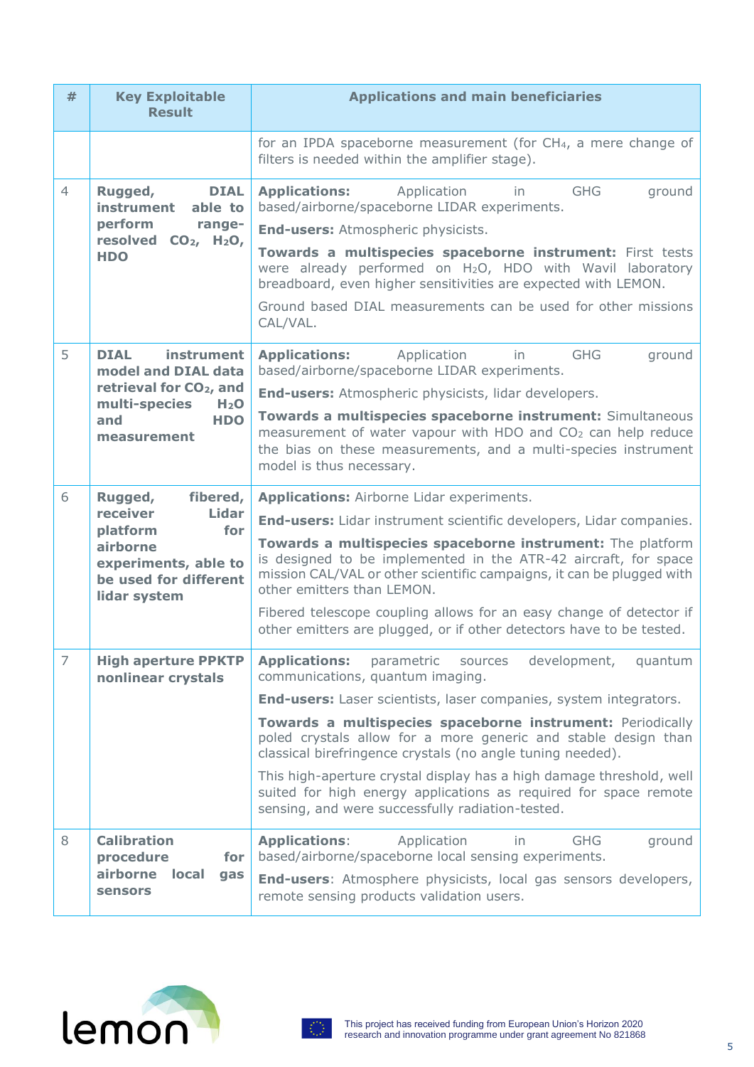| # | Key Exploitable Result | Applications and main beneficiaries |
|---|---|---|
| | | for an IPDA spaceborne measurement (for $CH_4$, a mere change of filters is needed within the amplifier stage). |
| 4 | **Rugged, DIAL instrument able to perform range-resolved $CO_2$, $H_2O$, HDO** | **Applications:** Application in GHG ground based/airborne/spaceborne LIDAR experiments.<br>**End-users:** Atmospheric physicists.<br>**Towards a multispecies spaceborne instrument:** First tests were already performed on $H_2O$, HDO with Wavil laboratory breadboard, even higher sensitivities are expected with LEMON.<br>Ground based DIAL measurements can be used for other missions CAL/VAL. |
| 5 | **DIAL instrument model and DIAL data retrieval for $CO_2$, and multi-species $H_2O$ and HDO measurement** | **Applications:** Application in GHG ground based/airborne/spaceborne LIDAR experiments.<br>**End-users:** Atmospheric physicists, lidar developers.<br>**Towards a multispecies spaceborne instrument:** Simultaneous measurement of water vapour with HDO and $CO_2$ can help reduce the bias on these measurements, and a multi-species instrument model is thus necessary. |
| 6 | **Rugged, fibered, receiver Lidar platform for airborne experiments, able to be used for different lidar system** | **Applications:** Airborne Lidar experiments.<br>**End-users:** Lidar instrument scientific developers, Lidar companies.<br>**Towards a multispecies spaceborne instrument:** The platform is designed to be implemented in the ATR-42 aircraft, for space mission CAL/VAL or other scientific campaigns, it can be plugged with other emitters than LEMON.<br>Fibered telescope coupling allows for an easy change of detector if other emitters are plugged, or if other detectors have to be tested. |
| 7 | **High aperture PPKTP nonlinear crystals** | **Applications:** parametric sources development, quantum communications, quantum imaging.<br>**End-users:** Laser scientists, laser companies, system integrators.<br>**Towards a multispecies spaceborne instrument:** Periodically poled crystals allow for a more generic and stable design than classical birefringence crystals (no angle tuning needed).<br>This high-aperture crystal display has a high damage threshold, well suited for high energy applications as required for space remote sensing, and were successfully radiation-tested. |
| 8 | **Calibration procedure for airborne local gas sensors** | **Applications**: Application in GHG ground based/airborne/spaceborne local sensing experiments.<br>**End-users**: Atmosphere physicists, local gas sensors developers, remote sensing products validation users. |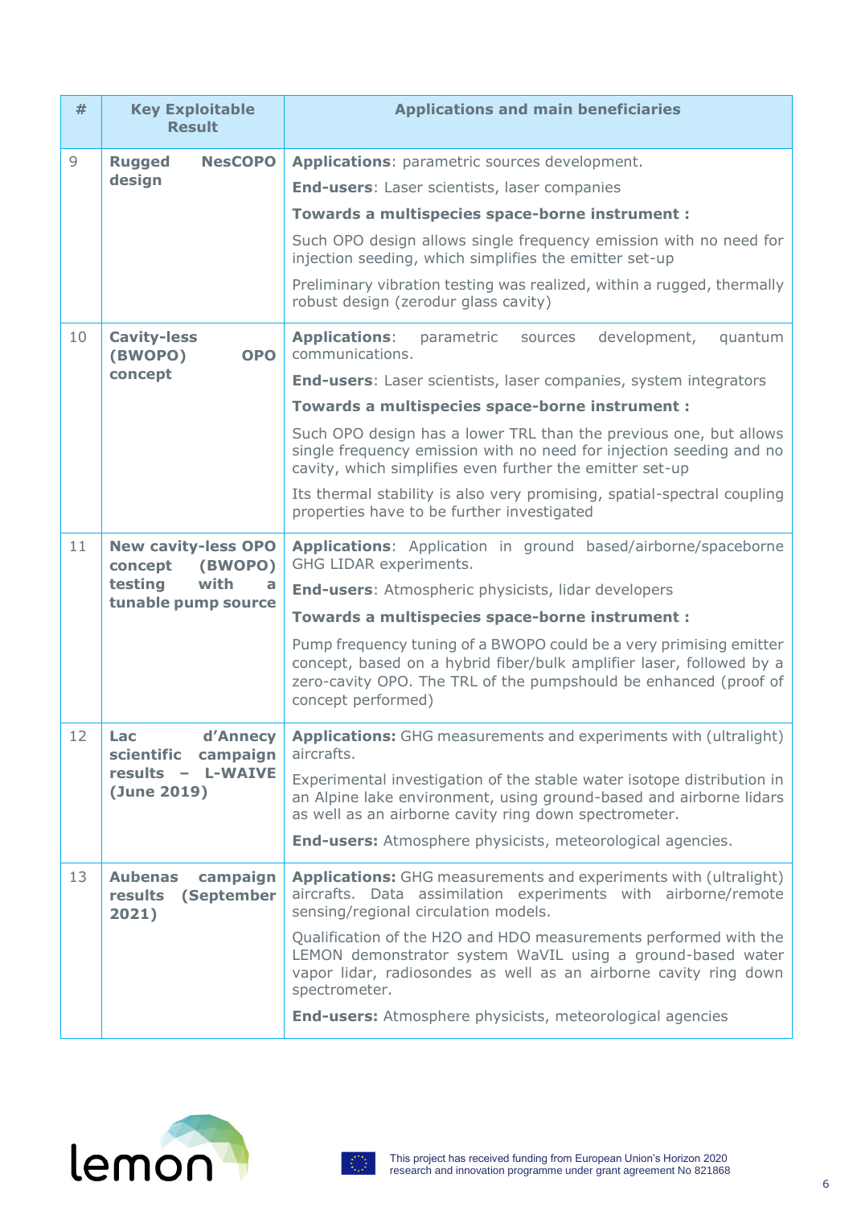| # | Key Exploitable Result | Applications and main beneficiaries |
|---|---|---|
| 9 | **Rugged NesCOPO design** | **Applications**: parametric sources development.<br>**End-users**: Laser scientists, laser companies<br>**Towards a multispecies space-borne instrument :**<br>Such OPO design allows single frequency emission with no need for injection seeding, which simplifies the emitter set-up<br>Preliminary vibration testing was realized, within a rugged, thermally robust design (zerodur glass cavity) |
| 10 | **Cavity-less (BWOPO) OPO concept** | **Applications**: parametric sources development, quantum communications.<br>**End-users**: Laser scientists, laser companies, system integrators<br>**Towards a multispecies space-borne instrument :**<br>Such OPO design has a lower TRL than the previous one, but allows single frequency emission with no need for injection seeding and no cavity, which simplifies even further the emitter set-up<br>Its thermal stability is also very promising, spatial-spectral coupling properties have to be further investigated |
| 11 | **New cavity-less OPO concept (BWOPO) testing with a tunable pump source** | **Applications**: Application in ground based/airborne/spaceborne GHG LIDAR experiments.<br>**End-users**: Atmospheric physicists, lidar developers<br>**Towards a multispecies space-borne instrument :**<br>Pump frequency tuning of a BWOPO could be a very primising emitter concept, based on a hybrid fiber/bulk amplifier laser, followed by a zero-cavity OPO. The TRL of the pumpshould be enhanced (proof of concept performed) |
| 12 | **Lac d'Annecy scientific campaign results – L-WAIVE (June 2019)** | **Applications:** GHG measurements and experiments with (ultralight) aircrafts.<br>Experimental investigation of the stable water isotope distribution in an Alpine lake environment, using ground-based and airborne lidars as well as an airborne cavity ring down spectrometer.<br>**End-users:** Atmosphere physicists, meteorological agencies. |
| 13 | **Aubenas campaign results (September 2021)** | **Applications:** GHG measurements and experiments with (ultralight) aircrafts. Data assimilation experiments with airborne/remote sensing/regional circulation models.<br>Qualification of the H2O and HDO measurements performed with the LEMON demonstrator system WaVIL using a ground-based water vapor lidar, radiosondes as well as an airborne cavity ring down spectrometer.<br>**End-users:** Atmosphere physicists, meteorological agencies |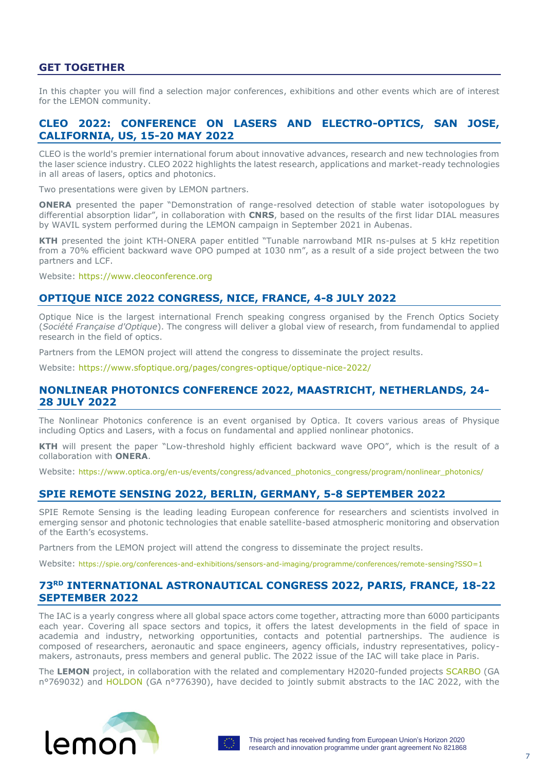## GET TOGETHER

In this chapter you will find a selection major conferences, exhibitions and other events which are of interest for the LEMON community.

### CLEO 2022: CONFERENCE ON LASERS AND ELECTRO-OPTICS, SAN JOSE, CALIFORNIA, US, 15-20 MAY 2022

CLEO is the world's premier international forum about innovative advances, research and new technologies from the laser science industry. CLEO 2022 highlights the latest research, applications and market-ready technologies in all areas of lasers, optics and photonics.

Two presentations were given by LEMON partners.

**ONERA** presented the paper "Demonstration of range-resolved detection of stable water isotopologues by differential absorption lidar", in collaboration with **CNRS**, based on the results of the first lidar DIAL measures by WAVIL system performed during the LEMON campaign in September 2021 in Aubenas.

**KTH** presented the joint KTH-ONERA paper entitled "Tunable narrowband MIR ns-pulses at 5 kHz repetition from a 70% efficient backward wave OPO pumped at 1030 nm", as a result of a side project between the two partners and LCF.

Website: https://www.cleoconference.org

### OPTIQUE NICE 2022 CONGRESS, NICE, FRANCE, 4-8 JULY 2022

Optique Nice is the largest international French speaking congress organised by the French Optics Society (*Société Française d'Optique*). The congress will deliver a global view of research, from fundamendal to applied research in the field of optics.

Partners from the LEMON project will attend the congress to disseminate the project results.

Website: https://www.sfoptique.org/pages/congres-optique/optique-nice-2022/

### NONLINEAR PHOTONICS CONFERENCE 2022, MAASTRICHT, NETHERLANDS, 24-28 JULY 2022

The Nonlinear Photonics conference is an event organised by Optica. It covers various areas of Physique including Optics and Lasers, with a focus on fundamental and applied nonlinear photonics.

**KTH** will present the paper "Low-threshold highly efficient backward wave OPO", which is the result of a collaboration with **ONERA**.

Website: https://www.optica.org/en-us/events/congress/advanced_photonics_congress/program/nonlinear_photonics/

### SPIE REMOTE SENSING 2022, BERLIN, GERMANY, 5-8 SEPTEMBER 2022

SPIE Remote Sensing is the leading leading European conference for researchers and scientists involved in emerging sensor and photonic technologies that enable satellite-based atmospheric monitoring and observation of the Earth's ecosystems.

Partners from the LEMON project will attend the congress to disseminate the project results.

Website: https://spie.org/conferences-and-exhibitions/sensors-and-imaging/programme/conferences/remote-sensing?SSO=1

### 73RD INTERNATIONAL ASTRONAUTICAL CONGRESS 2022, PARIS, FRANCE, 18-22 SEPTEMBER 2022

The IAC is a yearly congress where all global space actors come together, attracting more than 6000 participants each year. Covering all space sectors and topics, it offers the latest developments in the field of space in academia and industry, networking opportunities, contacts and potential partnerships. The audience is composed of researchers, aeronautic and space engineers, agency officials, industry representatives, policy-makers, astronauts, press members and general public. The 2022 issue of the IAC will take place in Paris.

The **LEMON** project, in collaboration with the related and complementary H2020-funded projects SCARBO (GA n°769032) and HOLDON (GA n°776390), have decided to jointly submit abstracts to the IAC 2022, with the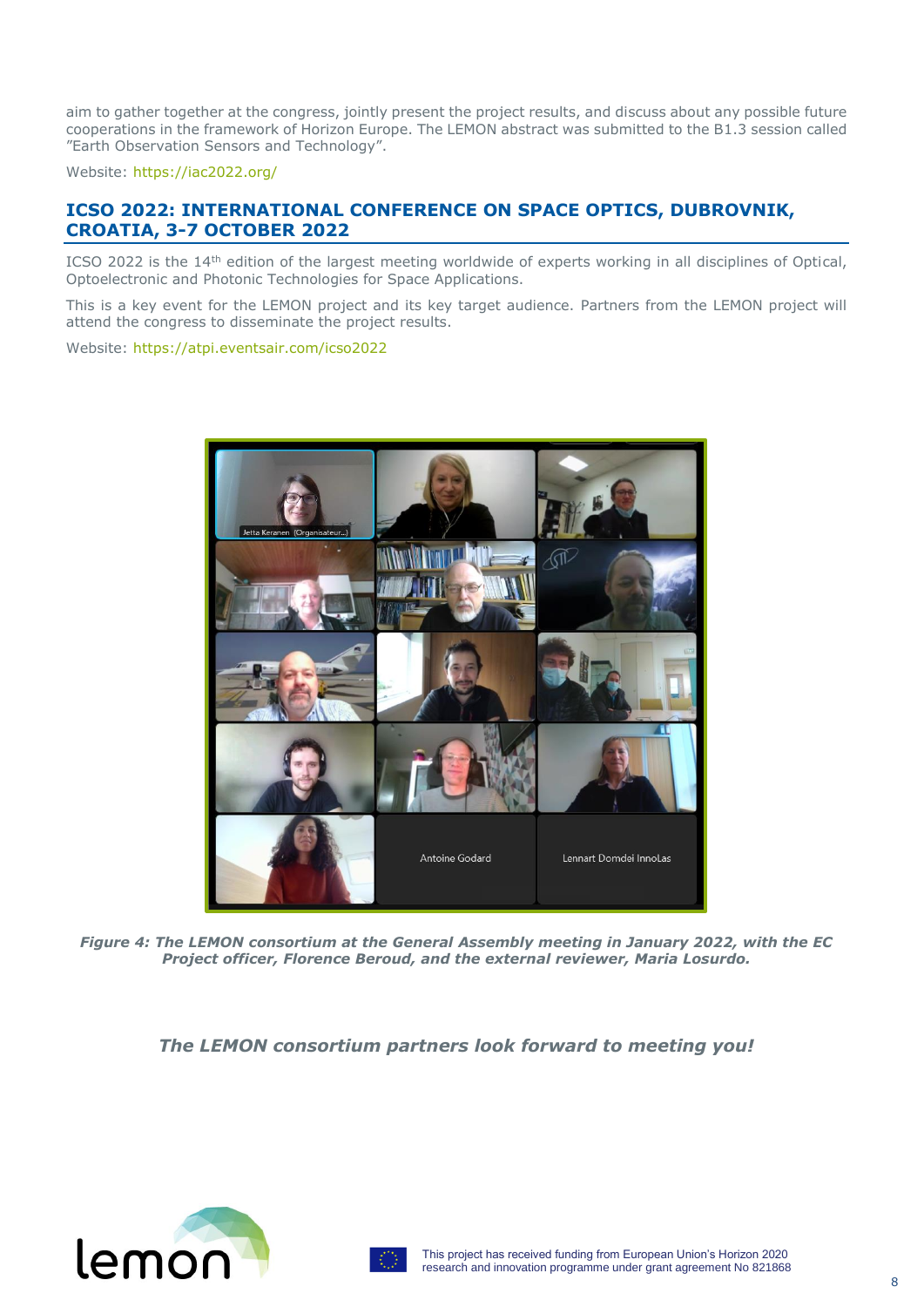aim to gather together at the congress, jointly present the project results, and discuss about any possible future cooperations in the framework of Horizon Europe. The LEMON abstract was submitted to the B1.3 session called "Earth Observation Sensors and Technology".

Website: https://iac2022.org/

## ICSO 2022: INTERNATIONAL CONFERENCE ON SPACE OPTICS, DUBROVNIK, CROATIA, 3-7 OCTOBER 2022

ICSO 2022 is the 14th edition of the largest meeting worldwide of experts working in all disciplines of Optical, Optoelectronic and Photonic Technologies for Space Applications.

This is a key event for the LEMON project and its key target audience. Partners from the LEMON project will attend the congress to disseminate the project results.

Website: https://atpi.eventsair.com/icso2022

*Figure 4: The LEMON consortium at the General Assembly meeting in January 2022, with the EC Project officer, Florence Beroud, and the external reviewer, Maria Losurdo.*

***The LEMON consortium partners look forward to meeting you!***

This project has received funding from European Union's Horizon 2020 research and innovation programme under grant agreement No 821868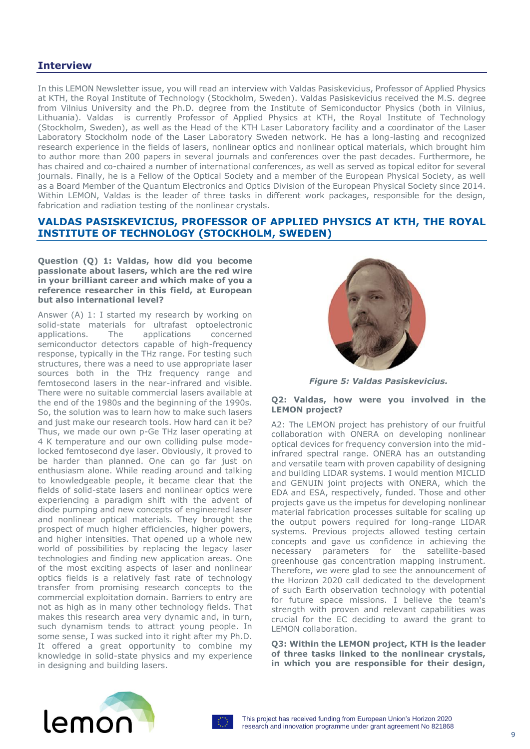## Interview

In this LEMON Newsletter issue, you will read an interview with Valdas Pasiskevicius, Professor of Applied Physics at KTH, the Royal Institute of Technology (Stockholm, Sweden). Valdas Pasiskevicius received the M.S. degree from Vilnius University and the Ph.D. degree from the Institute of Semiconductor Physics (both in Vilnius, Lithuania). Valdas is currently Professor of Applied Physics at KTH, the Royal Institute of Technology (Stockholm, Sweden), as well as the Head of the KTH Laser Laboratory facility and a coordinator of the Laser Laboratory Stockholm node of the Laser Laboratory Sweden network. He has a long-lasting and recognized research experience in the fields of lasers, nonlinear optics and nonlinear optical materials, which brought him to author more than 200 papers in several journals and conferences over the past decades. Furthermore, he has chaired and co-chaired a number of international conferences, as well as served as topical editor for several journals. Finally, he is a Fellow of the Optical Society and a member of the European Physical Society, as well as a Board Member of the Quantum Electronics and Optics Division of the European Physical Society since 2014. Within LEMON, Valdas is the leader of three tasks in different work packages, responsible for the design, fabrication and radiation testing of the nonlinear crystals.

## VALDAS PASISKEVICIUS, PROFESSOR OF APPLIED PHYSICS AT KTH, THE ROYAL INSTITUTE OF TECHNOLOGY (STOCKHOLM, SWEDEN)

**Question (Q) 1: Valdas, how did you become passionate about lasers, which are the red wire in your brilliant career and which make of you a reference researcher in this field, at European but also international level?**

Answer (A) 1: I started my research by working on solid-state materials for ultrafast optoelectronic applications. The applications concerned semiconductor detectors capable of high-frequency response, typically in the THz range. For testing such structures, there was a need to use appropriate laser sources both in the THz frequency range and femtosecond lasers in the near-infrared and visible. There were no suitable commercial lasers available at the end of the 1980s and the beginning of the 1990s. So, the solution was to learn how to make such lasers and just make our research tools. How hard can it be? Thus, we made our own p-Ge THz laser operating at 4 K temperature and our own colliding pulse mode-locked femtosecond dye laser. Obviously, it proved to be harder than planned. One can go far just on enthusiasm alone. While reading around and talking to knowledgeable people, it became clear that the fields of solid-state lasers and nonlinear optics were experiencing a paradigm shift with the advent of diode pumping and new concepts of engineered laser and nonlinear optical materials. They brought the prospect of much higher efficiencies, higher powers, and higher intensities. That opened up a whole new world of possibilities by replacing the legacy laser technologies and finding new application areas. One of the most exciting aspects of laser and nonlinear optics fields is a relatively fast rate of technology transfer from promising research concepts to the commercial exploitation domain. Barriers to entry are not as high as in many other technology fields. That makes this research area very dynamic and, in turn, such dynamism tends to attract young people. In some sense, I was sucked into it right after my Ph.D. It offered a great opportunity to combine my knowledge in solid-state physics and my experience in designing and building lasers.

*Figure 5: Valdas Pasiskevicius.*

**Q2: Valdas, how were you involved in the LEMON project?**

A2: The LEMON project has prehistory of our fruitful collaboration with ONERA on developing nonlinear optical devices for frequency conversion into the mid-infrared spectral range. ONERA has an outstanding and versatile team with proven capability of designing and building LIDAR systems. I would mention MICLID and GENUIN joint projects with ONERA, which the EDA and ESA, respectively, funded. Those and other projects gave us the impetus for developing nonlinear material fabrication processes suitable for scaling up the output powers required for long-range LIDAR systems. Previous projects allowed testing certain concepts and gave us confidence in achieving the necessary parameters for the satellite-based greenhouse gas concentration mapping instrument. Therefore, we were glad to see the announcement of the Horizon 2020 call dedicated to the development of such Earth observation technology with potential for future space missions. I believe the team's strength with proven and relevant capabilities was crucial for the EC deciding to award the grant to LEMON collaboration.

**Q3: Within the LEMON project, KTH is the leader of three tasks linked to the nonlinear crystals, in which you are responsible for their design,**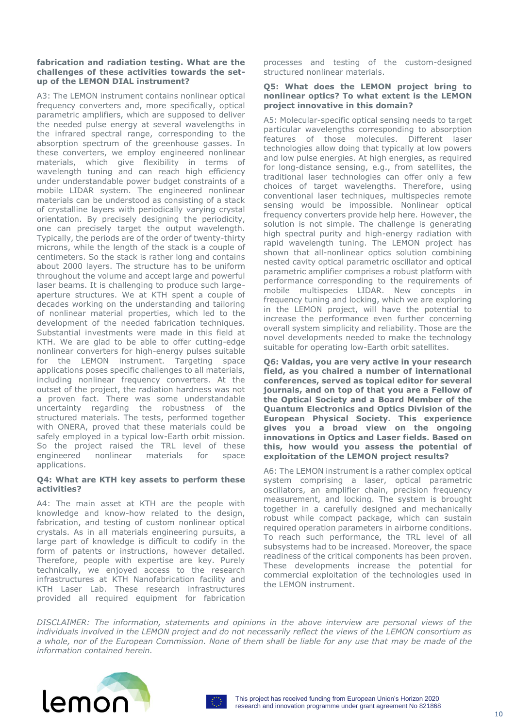**fabrication and radiation testing. What are the challenges of these activities towards the set-up of the LEMON DIAL instrument?**

A3: The LEMON instrument contains nonlinear optical frequency converters and, more specifically, optical parametric amplifiers, which are supposed to deliver the needed pulse energy at several wavelengths in the infrared spectral range, corresponding to the absorption spectrum of the greenhouse gasses. In these converters, we employ engineered nonlinear materials, which give flexibility in terms of wavelength tuning and can reach high efficiency under understandable power budget constraints of a mobile LIDAR system. The engineered nonlinear materials can be understood as consisting of a stack of crystalline layers with periodically varying crystal orientation. By precisely designing the periodicity, one can precisely target the output wavelength. Typically, the periods are of the order of twenty-thirty microns, while the length of the stack is a couple of centimeters. So the stack is rather long and contains about 2000 layers. The structure has to be uniform throughout the volume and accept large and powerful laser beams. It is challenging to produce such large-aperture structures. We at KTH spent a couple of decades working on the understanding and tailoring of nonlinear material properties, which led to the development of the needed fabrication techniques. Substantial investments were made in this field at KTH. We are glad to be able to offer cutting-edge nonlinear converters for high-energy pulses suitable for the LEMON instrument. Targeting space applications poses specific challenges to all materials, including nonlinear frequency converters. At the outset of the project, the radiation hardness was not a proven fact. There was some understandable uncertainty regarding the robustness of the structured materials. The tests, performed together with ONERA, proved that these materials could be safely employed in a typical low-Earth orbit mission. So the project raised the TRL level of these engineered nonlinear materials for space applications.

**Q4: What are KTH key assets to perform these activities?**

A4: The main asset at KTH are the people with knowledge and know-how related to the design, fabrication, and testing of custom nonlinear optical crystals. As in all materials engineering pursuits, a large part of knowledge is difficult to codify in the form of patents or instructions, however detailed. Therefore, people with expertise are key. Purely technically, we enjoyed access to the research infrastructures at KTH Nanofabrication facility and KTH Laser Lab. These research infrastructures provided all required equipment for fabrication processes and testing of the custom-designed structured nonlinear materials.

**Q5: What does the LEMON project bring to nonlinear optics? To what extent is the LEMON project innovative in this domain?**

A5: Molecular-specific optical sensing needs to target particular wavelengths corresponding to absorption features of those molecules. Different laser technologies allow doing that typically at low powers and low pulse energies. At high energies, as required for long-distance sensing, e.g., from satellites, the traditional laser technologies can offer only a few choices of target wavelengths. Therefore, using conventional laser techniques, multispecies remote sensing would be impossible. Nonlinear optical frequency converters provide help here. However, the solution is not simple. The challenge is generating high spectral purity and high-energy radiation with rapid wavelength tuning. The LEMON project has shown that all-nonlinear optics solution combining nested cavity optical parametric oscillator and optical parametric amplifier comprises a robust platform with performance corresponding to the requirements of mobile multispecies LIDAR. New concepts in frequency tuning and locking, which we are exploring in the LEMON project, will have the potential to increase the performance even further concerning overall system simplicity and reliability. Those are the novel developments needed to make the technology suitable for operating low-Earth orbit satellites.

**Q6: Valdas, you are very active in your research field, as you chaired a number of international conferences, served as topical editor for several journals, and on top of that you are a Fellow of the Optical Society and a Board Member of the Quantum Electronics and Optics Division of the European Physical Society. This experience gives you a broad view on the ongoing innovations in Optics and Laser fields. Based on this, how would you assess the potential of exploitation of the LEMON project results?**

A6: The LEMON instrument is a rather complex optical system comprising a laser, optical parametric oscillators, an amplifier chain, precision frequency measurement, and locking. The system is brought together in a carefully designed and mechanically robust while compact package, which can sustain required operation parameters in airborne conditions. To reach such performance, the TRL level of all subsystems had to be increased. Moreover, the space readiness of the critical components has been proven. These developments increase the potential for commercial exploitation of the technologies used in the LEMON instrument.

*DISCLAIMER: The information, statements and opinions in the above interview are personal views of the individuals involved in the LEMON project and do not necessarily reflect the views of the LEMON consortium as a whole, nor of the European Commission. None of them shall be liable for any use that may be made of the information contained herein.*

lemon

This project has received funding from European Union's Horizon 2020 research and innovation programme under grant agreement No 821868